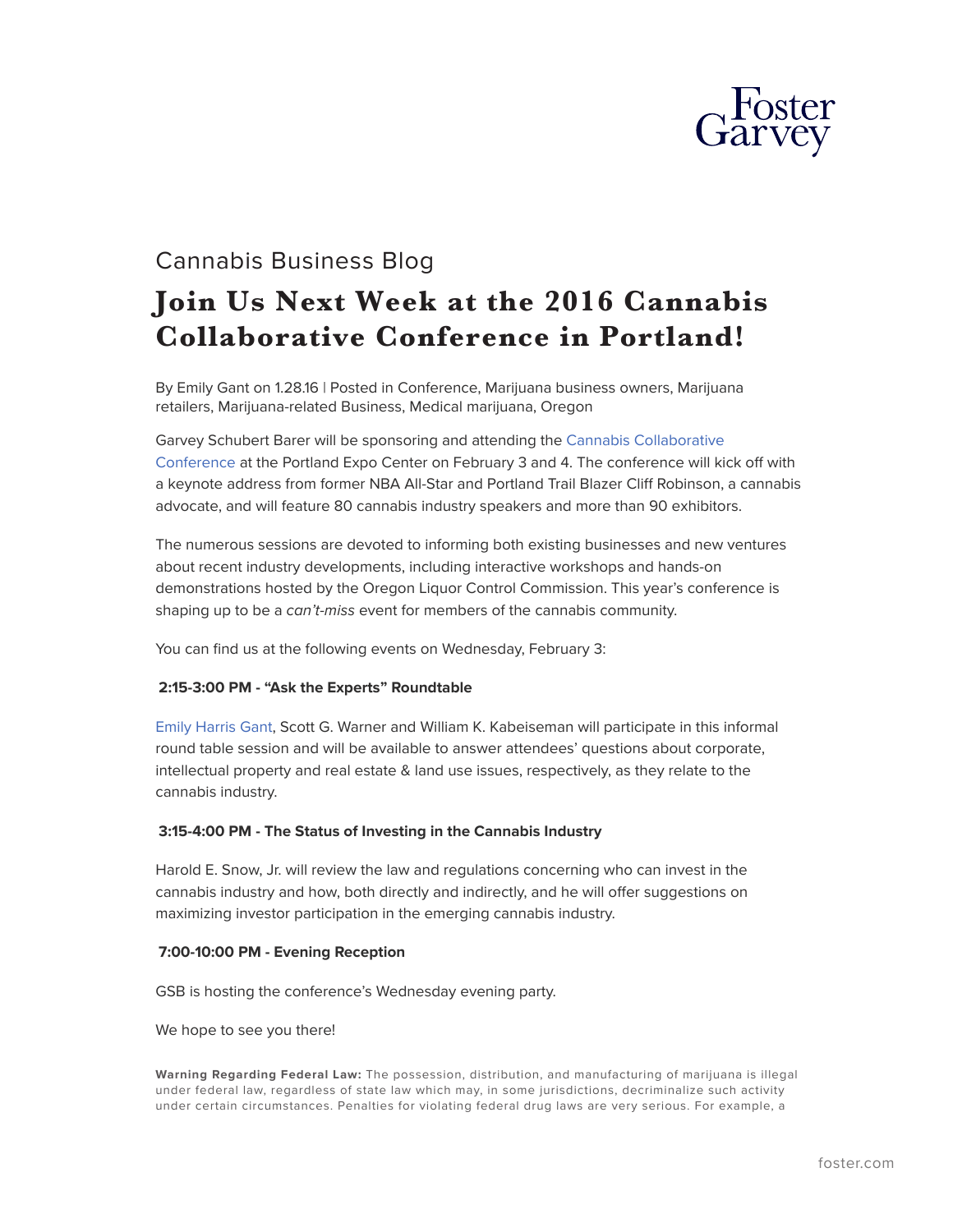Cannabis Business Blog

# Join Us Next Week at the 2016 Cannabis Collaborative Conference in Portland!

By Emily Gant on 1.28.16 | Posted in Conference, Marijuana business owners, Marijuana retailers, Marijuana-related Business, Medical marijuana, Oregon

Garvey Schubert Barer will be sponsoring and attending the Cannabis Collaborative Conference at the Portland Expo Center on February 3 and 4. The conference will kick off with a keynote address from former NBA All-Star and Portland Trail Blazer Cliff Robinson, a cannabis advocate, and will feature 80 cannabis industry speakers and more than 90 exhibitors.

The numerous sessions are devoted to informing both existing businesses and new ventures about recent industry developments, including interactive workshops and hands-on demonstrations hosted by the Oregon Liquor Control Commission. This year's conference is shaping up to be a *can't-miss* event for members of the cannabis community.

You can find us at the following events on Wednesday, February 3:

**2:15-3:00 PM - "Ask the Experts" Roundtable**

Emily Harris Gant, Scott G. Warner and William K. Kabeiseman will participate in this informal round table session and will be available to answer attendees' questions about corporate, intellectual property and real estate & land use issues, respectively, as they relate to the cannabis industry.

**3:15-4:00 PM - The Status of Investing in the Cannabis Industry**

Harold E. Snow, Jr. will review the law and regulations concerning who can invest in the cannabis industry and how, both directly and indirectly, and he will offer suggestions on maximizing investor participation in the emerging cannabis industry.

**7:00-10:00 PM - Evening Reception**

GSB is hosting the conference's Wednesday evening party.

We hope to see you there!

**Warning Regarding Federal Law:** The possession, distribution, and manufacturing of marijuana is illegal under federal law, regardless of state law which may, in some jurisdictions, decriminalize such activity under certain circumstances. Penalties for violating federal drug laws are very serious. For example, a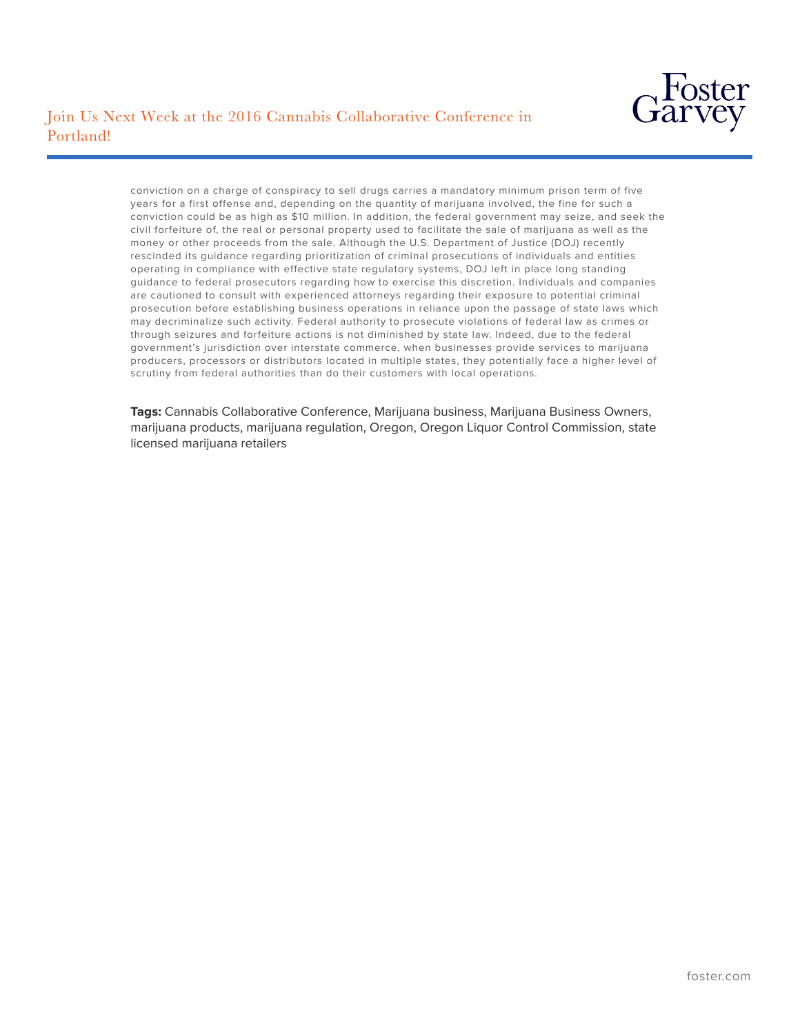conviction on a charge of conspiracy to sell drugs carries a mandatory minimum prison term of five years for a first offense and, depending on the quantity of marijuana involved, the fine for such a conviction could be as high as $10 million. In addition, the federal government may seize, and seek the civil forfeiture of, the real or personal property used to facilitate the sale of marijuana as well as the money or other proceeds from the sale. Although the U.S. Department of Justice (DOJ) recently rescinded its guidance regarding prioritization of criminal prosecutions of individuals and entities operating in compliance with effective state regulatory systems, DOJ left in place long standing guidance to federal prosecutors regarding how to exercise this discretion. Individuals and companies are cautioned to consult with experienced attorneys regarding their exposure to potential criminal prosecution before establishing business operations in reliance upon the passage of state laws which may decriminalize such activity. Federal authority to prosecute violations of federal law as crimes or through seizures and forfeiture actions is not diminished by state law. Indeed, due to the federal government's jurisdiction over interstate commerce, when businesses provide services to marijuana producers, processors or distributors located in multiple states, they potentially face a higher level of scrutiny from federal authorities than do their customers with local operations.

**Tags:** Cannabis Collaborative Conference, Marijuana business, Marijuana Business Owners, marijuana products, marijuana regulation, Oregon, Oregon Liquor Control Commission, state licensed marijuana retailers